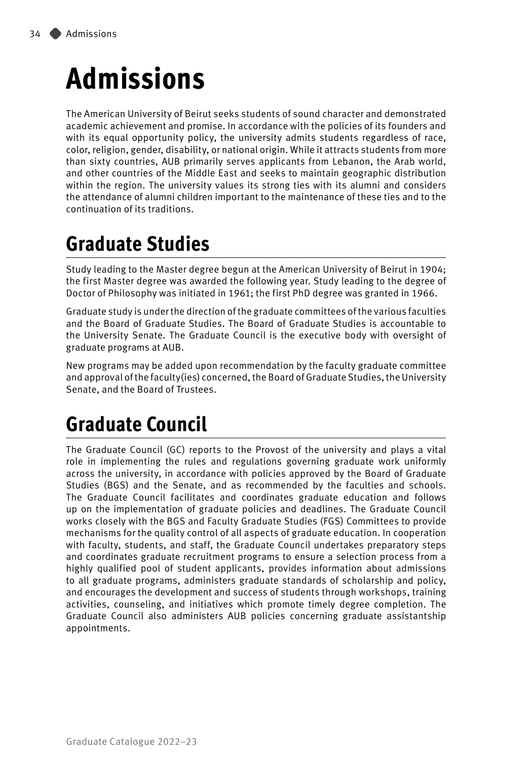# Admissions

The American University of Beirut seeks students of sound character and demonstrated academic achievement and promise. In accordance with the policies of its founders and with its equal opportunity policy, the university admits students regardless of race, color, religion, gender, disability, or national origin. While it attracts students from more than sixty countries, AUB primarily serves applicants from Lebanon, the Arab world, and other countries of the Middle East and seeks to maintain geographic distribution within the region. The university values its strong ties with its alumni and considers the attendance of alumni children important to the maintenance of these ties and to the continuation of its traditions.

## Graduate Studies

Study leading to the Master degree begun at the American University of Beirut in 1904; the first Master degree was awarded the following year. Study leading to the degree of Doctor of Philosophy was initiated in 1961; the first PhD degree was granted in 1966.

Graduate study is under the direction of the graduate committees of the various faculties and the Board of Graduate Studies. The Board of Graduate Studies is accountable to the University Senate. The Graduate Council is the executive body with oversight of graduate programs at AUB.

New programs may be added upon recommendation by the faculty graduate committee and approval of the faculty(ies) concerned, the Board of Graduate Studies, the University Senate, and the Board of Trustees.

## Graduate Council

The Graduate Council (GC) reports to the Provost of the university and plays a vital role in implementing the rules and regulations governing graduate work uniformly across the university, in accordance with policies approved by the Board of Graduate Studies (BGS) and the Senate, and as recommended by the faculties and schools. The Graduate Council facilitates and coordinates graduate education and follows up on the implementation of graduate policies and deadlines. The Graduate Council works closely with the BGS and Faculty Graduate Studies (FGS) Committees to provide mechanisms for the quality control of all aspects of graduate education. In cooperation with faculty, students, and staff, the Graduate Council undertakes preparatory steps and coordinates graduate recruitment programs to ensure a selection process from a highly qualified pool of student applicants, provides information about admissions to all graduate programs, administers graduate standards of scholarship and policy, and encourages the development and success of students through workshops, training activities, counseling, and initiatives which promote timely degree completion. The Graduate Council also administers AUB policies concerning graduate assistantship appointments.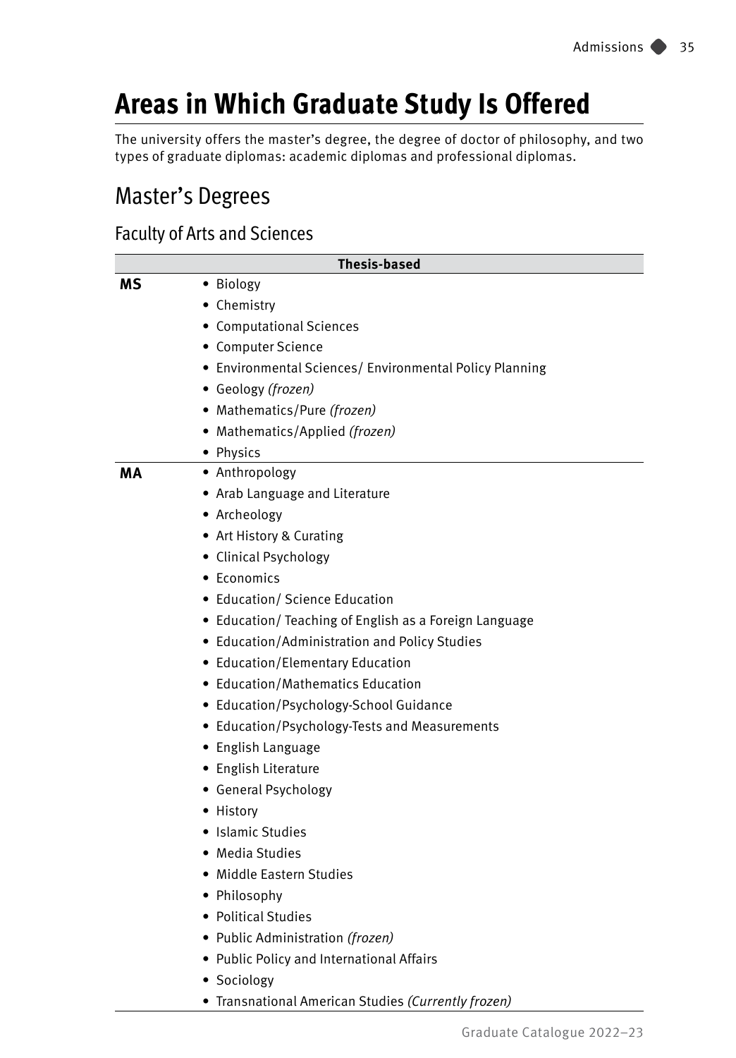# Areas in Which Graduate Study Is Offered

The university offers the master's degree, the degree of doctor of philosophy, and two types of graduate diplomas: academic diplomas and professional diplomas.

## Master's Degrees

### Faculty of Arts and Sciences

| | Thesis-based |
|---|---|
| **MS** | • Biology<br>• Chemistry<br>• Computational Sciences<br>• Computer Science<br>• Environmental Sciences/ Environmental Policy Planning<br>• Geology *(frozen)*<br>• Mathematics/Pure *(frozen)*<br>• Mathematics/Applied *(frozen)*<br>• Physics |
| **MA** | • Anthropology<br>• Arab Language and Literature<br>• Archeology<br>• Art History & Curating<br>• Clinical Psychology<br>• Economics<br>• Education/ Science Education<br>• Education/ Teaching of English as a Foreign Language<br>• Education/Administration and Policy Studies<br>• Education/Elementary Education<br>• Education/Mathematics Education<br>• Education/Psychology-School Guidance<br>• Education/Psychology-Tests and Measurements<br>• English Language<br>• English Literature<br>• General Psychology<br>• History<br>• Islamic Studies<br>• Media Studies<br>• Middle Eastern Studies<br>• Philosophy<br>• Political Studies<br>• Public Administration *(frozen)*<br>• Public Policy and International Affairs<br>• Sociology<br>• Transnational American Studies *(Currently frozen)* |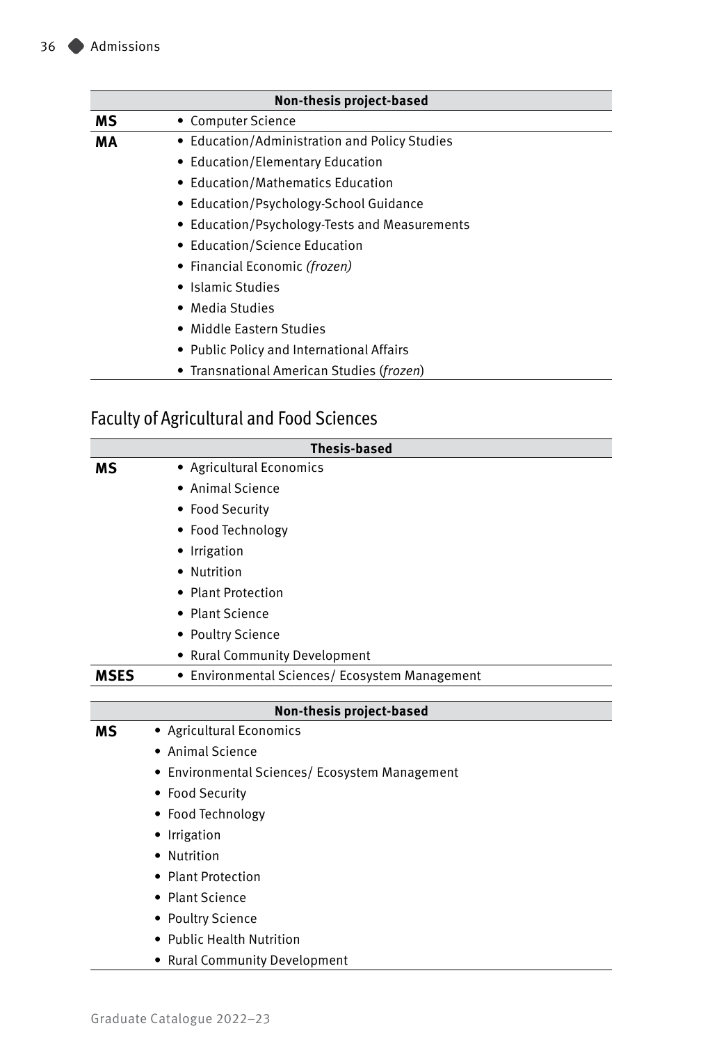| Non-thesis project-based | |
|---|---|
| **MS** | • Computer Science |
| **MA** | • Education/Administration and Policy Studies<br>• Education/Elementary Education<br>• Education/Mathematics Education<br>• Education/Psychology-School Guidance<br>• Education/Psychology-Tests and Measurements<br>• Education/Science Education<br>• Financial Economic *(frozen)*<br>• Islamic Studies<br>• Media Studies<br>• Middle Eastern Studies<br>• Public Policy and International Affairs<br>• Transnational American Studies (*frozen*) |

## Faculty of Agricultural and Food Sciences

| Thesis-based | |
|---|---|
| **MS** | • Agricultural Economics<br>• Animal Science<br>• Food Security<br>• Food Technology<br>• Irrigation<br>• Nutrition<br>• Plant Protection<br>• Plant Science<br>• Poultry Science<br>• Rural Community Development |
| **MSES** | • Environmental Sciences/ Ecosystem Management |

| Non-thesis project-based | |
|---|---|
| **MS** | • Agricultural Economics<br>• Animal Science<br>• Environmental Sciences/ Ecosystem Management<br>• Food Security<br>• Food Technology<br>• Irrigation<br>• Nutrition<br>• Plant Protection<br>• Plant Science<br>• Poultry Science<br>• Public Health Nutrition<br>• Rural Community Development |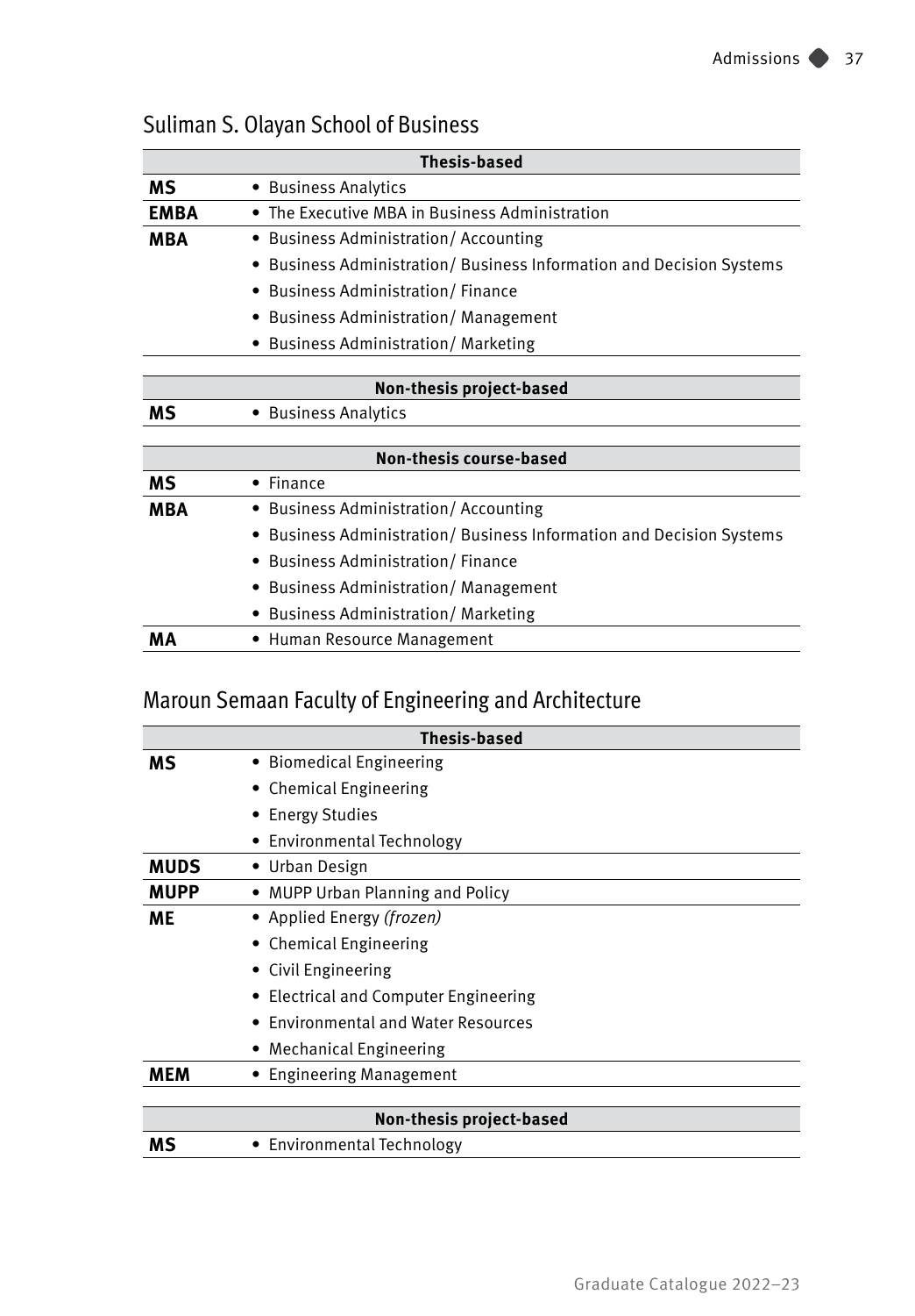## Suliman S. Olayan School of Business

| Thesis-based | |
|---|---|
| **MS** | • Business Analytics |
| **EMBA** | • The Executive MBA in Business Administration |
| **MBA** | • Business Administration/ Accounting<br>• Business Administration/ Business Information and Decision Systems<br>• Business Administration/ Finance<br>• Business Administration/ Management<br>• Business Administration/ Marketing |

| Non-thesis project-based | |
|---|---|
| **MS** | • Business Analytics |

| Non-thesis course-based | |
|---|---|
| **MS** | • Finance |
| **MBA** | • Business Administration/ Accounting<br>• Business Administration/ Business Information and Decision Systems<br>• Business Administration/ Finance<br>• Business Administration/ Management<br>• Business Administration/ Marketing |
| **MA** | • Human Resource Management |

## Maroun Semaan Faculty of Engineering and Architecture

| Thesis-based | |
|---|---|
| **MS** | • Biomedical Engineering<br>• Chemical Engineering<br>• Energy Studies<br>• Environmental Technology |
| **MUDS** | • Urban Design |
| **MUPP** | • MUPP Urban Planning and Policy |
| **ME** | • Applied Energy *(frozen)*<br>• Chemical Engineering<br>• Civil Engineering<br>• Electrical and Computer Engineering<br>• Environmental and Water Resources<br>• Mechanical Engineering |
| **MEM** | • Engineering Management |

| Non-thesis project-based | |
|---|---|
| **MS** | • Environmental Technology |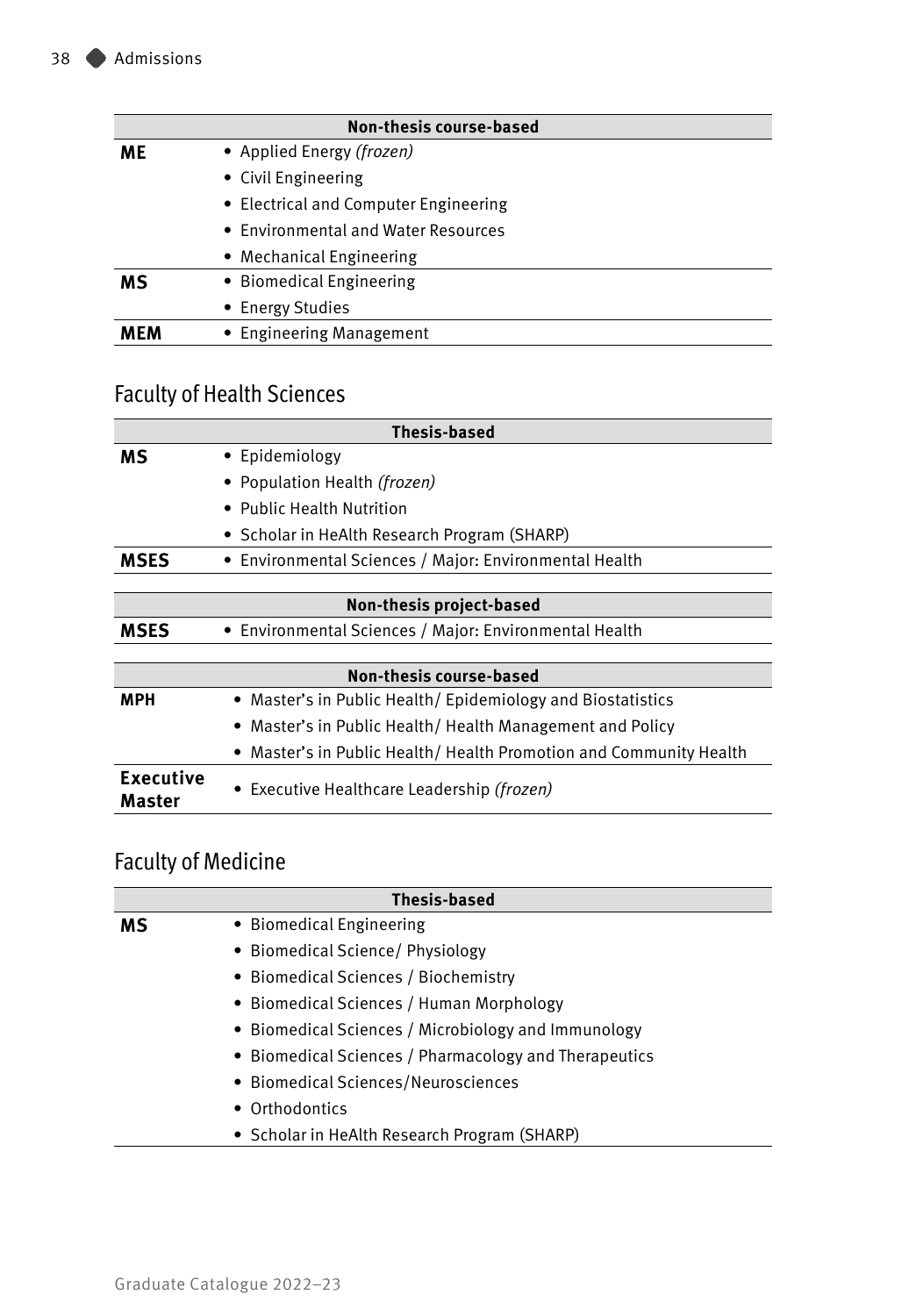| Non-thesis course-based | |
|---|---|
| **ME** | • Applied Energy *(frozen)* |
| | • Civil Engineering |
| | • Electrical and Computer Engineering |
| | • Environmental and Water Resources |
| | • Mechanical Engineering |
| **MS** | • Biomedical Engineering |
| | • Energy Studies |
| **MEM** | • Engineering Management |

## Faculty of Health Sciences

| Thesis-based | |
|---|---|
| **MS** | • Epidemiology |
| | • Population Health *(frozen)* |
| | • Public Health Nutrition |
| | • Scholar in HeAlth Research Program (SHARP) |
| **MSES** | • Environmental Sciences / Major: Environmental Health |

| Non-thesis project-based | |
|---|---|
| **MSES** | • Environmental Sciences / Major: Environmental Health |

| Non-thesis course-based | |
|---|---|
| **MPH** | • Master's in Public Health/ Epidemiology and Biostatistics |
| | • Master's in Public Health/ Health Management and Policy |
| | • Master's in Public Health/ Health Promotion and Community Health |
| **Executive Master** | • Executive Healthcare Leadership *(frozen)* |

## Faculty of Medicine

| Thesis-based | |
|---|---|
| **MS** | • Biomedical Engineering |
| | • Biomedical Science/ Physiology |
| | • Biomedical Sciences / Biochemistry |
| | • Biomedical Sciences / Human Morphology |
| | • Biomedical Sciences / Microbiology and Immunology |
| | • Biomedical Sciences / Pharmacology and Therapeutics |
| | • Biomedical Sciences/Neurosciences |
| | • Orthodontics |
| | • Scholar in HeAlth Research Program (SHARP) |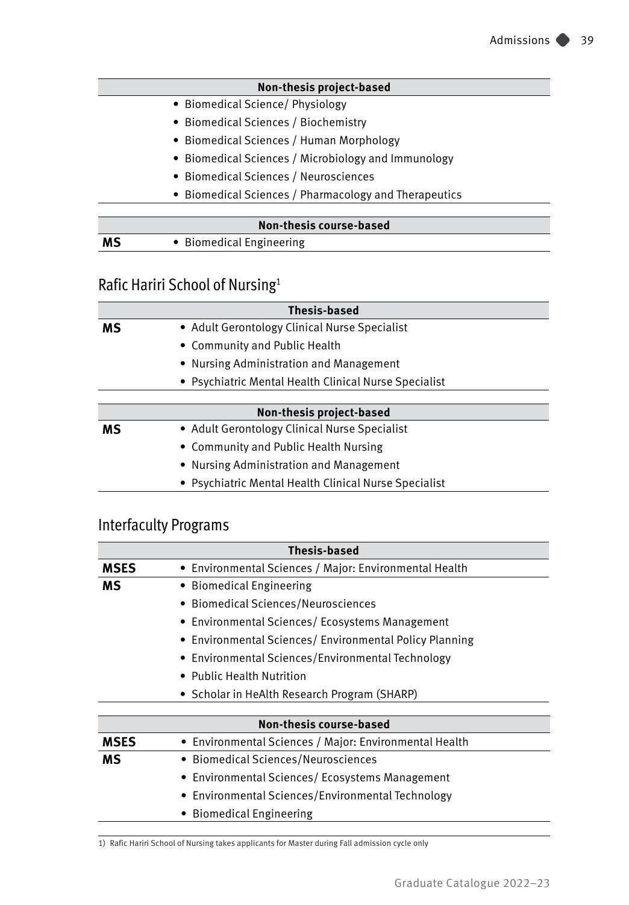| | Non-thesis project-based |
|---|---|
| | • Biomedical Science/ Physiology |
| | • Biomedical Sciences / Biochemistry |
| | • Biomedical Sciences / Human Morphology |
| | • Biomedical Sciences / Microbiology and Immunology |
| | • Biomedical Sciences / Neurosciences |
| | • Biomedical Sciences / Pharmacology and Therapeutics |

| | Non-thesis course-based |
|---|---|
| **MS** | • Biomedical Engineering |

## Rafic Hariri School of Nursing[1]

| | Thesis-based |
|---|---|
| **MS** | • Adult Gerontology Clinical Nurse Specialist |
| | • Community and Public Health |
| | • Nursing Administration and Management |
| | • Psychiatric Mental Health Clinical Nurse Specialist |

| | Non-thesis project-based |
|---|---|
| **MS** | • Adult Gerontology Clinical Nurse Specialist |
| | • Community and Public Health Nursing |
| | • Nursing Administration and Management |
| | • Psychiatric Mental Health Clinical Nurse Specialist |

## Interfaculty Programs

| | Thesis-based |
|---|---|
| **MSES** | • Environmental Sciences / Major: Environmental Health |
| **MS** | • Biomedical Engineering |
| | • Biomedical Sciences/Neurosciences |
| | • Environmental Sciences/ Ecosystems Management |
| | • Environmental Sciences/ Environmental Policy Planning |
| | • Environmental Sciences/Environmental Technology |
| | • Public Health Nutrition |
| | • Scholar in HeAlth Research Program (SHARP) |

| | Non-thesis course-based |
|---|---|
| **MSES** | • Environmental Sciences / Major: Environmental Health |
| **MS** | • Biomedical Sciences/Neurosciences |
| | • Environmental Sciences/ Ecosystems Management |
| | • Environmental Sciences/Environmental Technology |
| | • Biomedical Engineering |

1) Rafic Hariri School of Nursing takes applicants for Master during Fall admission cycle only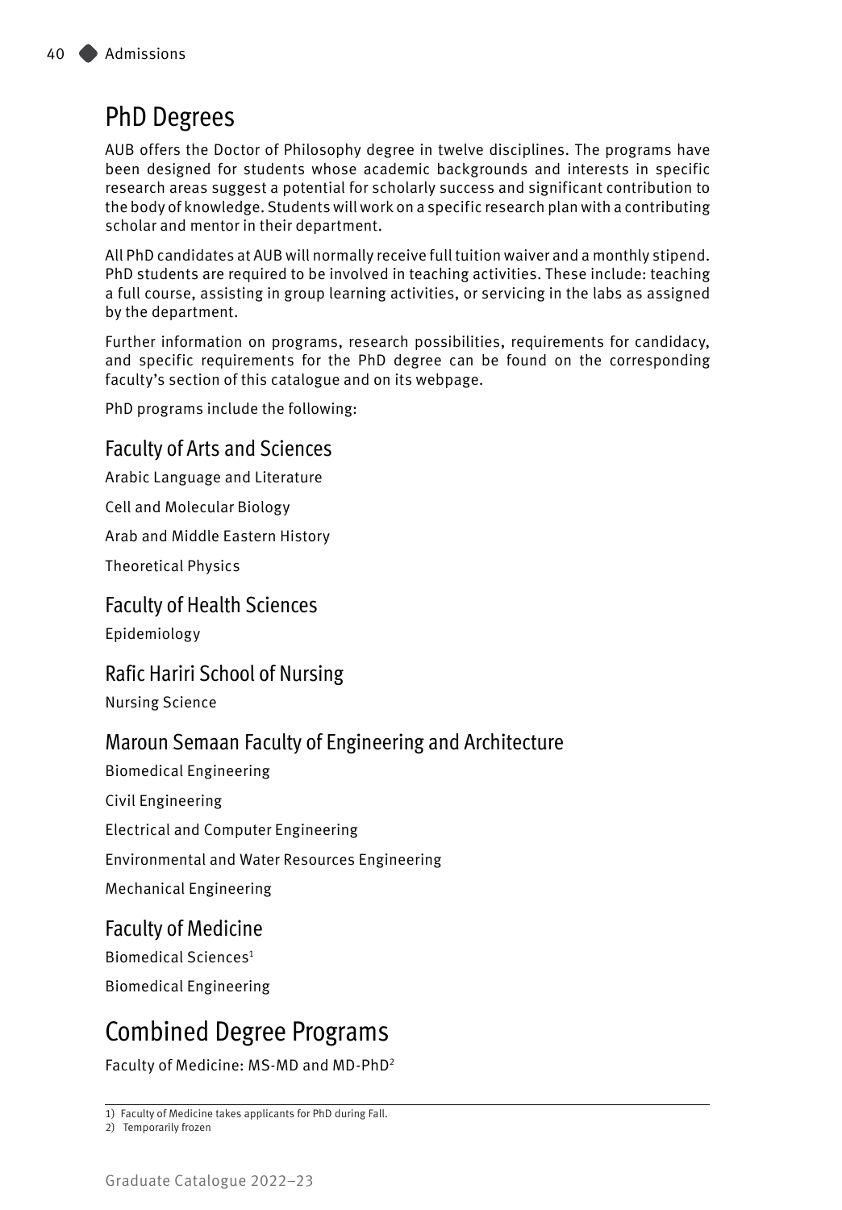# PhD Degrees

AUB offers the Doctor of Philosophy degree in twelve disciplines. The programs have been designed for students whose academic backgrounds and interests in specific research areas suggest a potential for scholarly success and significant contribution to the body of knowledge. Students will work on a specific research plan with a contributing scholar and mentor in their department.

All PhD candidates at AUB will normally receive full tuition waiver and a monthly stipend. PhD students are required to be involved in teaching activities. These include: teaching a full course, assisting in group learning activities, or servicing in the labs as assigned by the department.

Further information on programs, research possibilities, requirements for candidacy, and specific requirements for the PhD degree can be found on the corresponding faculty's section of this catalogue and on its webpage.

PhD programs include the following:

## Faculty of Arts and Sciences

Arabic Language and Literature

Cell and Molecular Biology

Arab and Middle Eastern History

Theoretical Physics

## Faculty of Health Sciences

Epidemiology

## Rafic Hariri School of Nursing

Nursing Science

## Maroun Semaan Faculty of Engineering and Architecture

Biomedical Engineering

Civil Engineering

Electrical and Computer Engineering

Environmental and Water Resources Engineering

Mechanical Engineering

## Faculty of Medicine

Biomedical Sciences[1]

Biomedical Engineering

# Combined Degree Programs

Faculty of Medicine: MS-MD and MD-PhD[2]

---

1) Faculty of Medicine takes applicants for PhD during Fall.

2) Temporarily frozen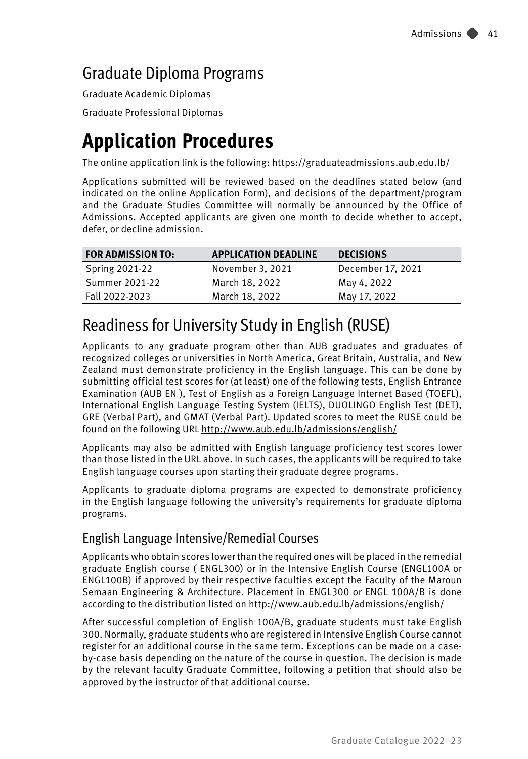## Graduate Diploma Programs

Graduate Academic Diplomas

Graduate Professional Diplomas

# Application Procedures

The online application link is the following: https://graduateadmissions.aub.edu.lb/

Applications submitted will be reviewed based on the deadlines stated below (and indicated on the online Application Form), and decisions of the department/program and the Graduate Studies Committee will normally be announced by the Office of Admissions. Accepted applicants are given one month to decide whether to accept, defer, or decline admission.

| FOR ADMISSION TO: | APPLICATION DEADLINE | DECISIONS |
|---|---|---|
| Spring 2021-22 | November 3, 2021 | December 17, 2021 |
| Summer 2021-22 | March 18, 2022 | May 4, 2022 |
| Fall 2022-2023 | March 18, 2022 | May 17, 2022 |

## Readiness for University Study in English (RUSE)

Applicants to any graduate program other than AUB graduates and graduates of recognized colleges or universities in North America, Great Britain, Australia, and New Zealand must demonstrate proficiency in the English language. This can be done by submitting official test scores for (at least) one of the following tests, English Entrance Examination (AUB EN ), Test of English as a Foreign Language Internet Based (TOEFL), International English Language Testing System (IELTS), DUOLINGO English Test (DET), GRE (Verbal Part), and GMAT (Verbal Part). Updated scores to meet the RUSE could be found on the following URL http://www.aub.edu.lb/admissions/english/

Applicants may also be admitted with English language proficiency test scores lower than those listed in the URL above. In such cases, the applicants will be required to take English language courses upon starting their graduate degree programs.

Applicants to graduate diploma programs are expected to demonstrate proficiency in the English language following the university's requirements for graduate diploma programs.

### English Language Intensive/Remedial Courses

Applicants who obtain scores lower than the required ones will be placed in the remedial graduate English course ( ENGL300) or in the Intensive English Course (ENGL100A or ENGL100B) if approved by their respective faculties except the Faculty of the Maroun Semaan Engineering & Architecture. Placement in ENGL300 or ENGL 100A/B is done according to the distribution listed on http://www.aub.edu.lb/admissions/english/

After successful completion of English 100A/B, graduate students must take English 300. Normally, graduate students who are registered in Intensive English Course cannot register for an additional course in the same term. Exceptions can be made on a case-by-case basis depending on the nature of the course in question. The decision is made by the relevant faculty Graduate Committee, following a petition that should also be approved by the instructor of that additional course.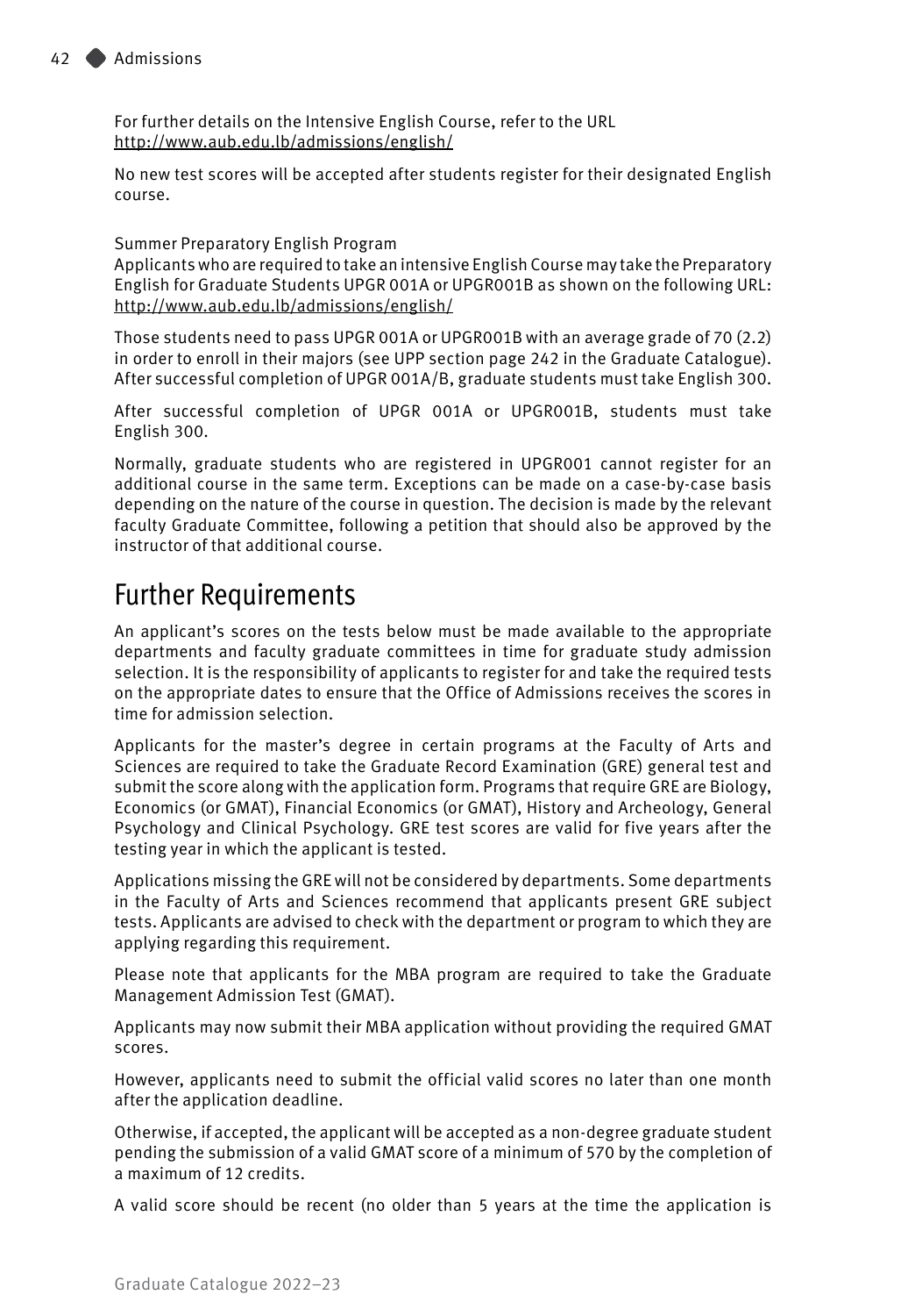For further details on the Intensive English Course, refer to the URL http://www.aub.edu.lb/admissions/english/

No new test scores will be accepted after students register for their designated English course.

Summer Preparatory English Program

Applicants who are required to take an intensive English Course may take the Preparatory English for Graduate Students UPGR 001A or UPGR001B as shown on the following URL: http://www.aub.edu.lb/admissions/english/

Those students need to pass UPGR 001A or UPGR001B with an average grade of 70 (2.2) in order to enroll in their majors (see UPP section page 242 in the Graduate Catalogue). After successful completion of UPGR 001A/B, graduate students must take English 300.

After successful completion of UPGR 001A or UPGR001B, students must take English 300.

Normally, graduate students who are registered in UPGR001 cannot register for an additional course in the same term. Exceptions can be made on a case-by-case basis depending on the nature of the course in question. The decision is made by the relevant faculty Graduate Committee, following a petition that should also be approved by the instructor of that additional course.

## Further Requirements

An applicant's scores on the tests below must be made available to the appropriate departments and faculty graduate committees in time for graduate study admission selection. It is the responsibility of applicants to register for and take the required tests on the appropriate dates to ensure that the Office of Admissions receives the scores in time for admission selection.

Applicants for the master's degree in certain programs at the Faculty of Arts and Sciences are required to take the Graduate Record Examination (GRE) general test and submit the score along with the application form. Programs that require GRE are Biology, Economics (or GMAT), Financial Economics (or GMAT), History and Archeology, General Psychology and Clinical Psychology. GRE test scores are valid for five years after the testing year in which the applicant is tested.

Applications missing the GRE will not be considered by departments. Some departments in the Faculty of Arts and Sciences recommend that applicants present GRE subject tests. Applicants are advised to check with the department or program to which they are applying regarding this requirement.

Please note that applicants for the MBA program are required to take the Graduate Management Admission Test (GMAT).

Applicants may now submit their MBA application without providing the required GMAT scores.

However, applicants need to submit the official valid scores no later than one month after the application deadline.

Otherwise, if accepted, the applicant will be accepted as a non-degree graduate student pending the submission of a valid GMAT score of a minimum of 570 by the completion of a maximum of 12 credits.

A valid score should be recent (no older than 5 years at the time the application is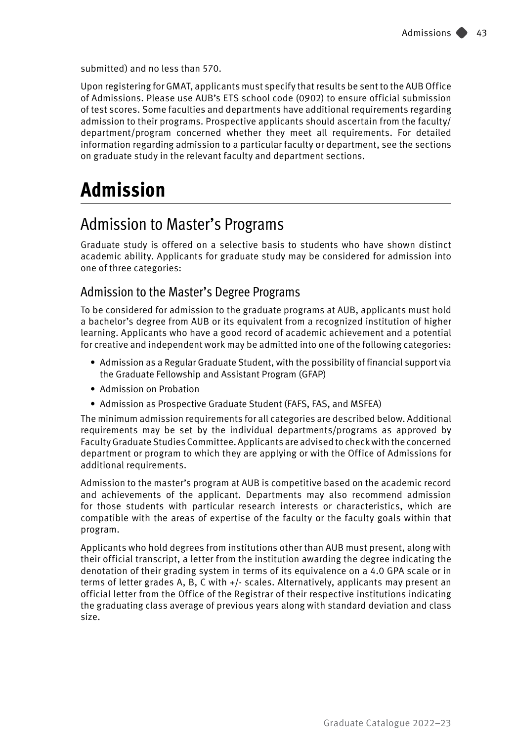submitted) and no less than 570.

Upon registering for GMAT, applicants must specify that results be sent to the AUB Office of Admissions. Please use AUB's ETS school code (0902) to ensure official submission of test scores. Some faculties and departments have additional requirements regarding admission to their programs. Prospective applicants should ascertain from the faculty/department/program concerned whether they meet all requirements. For detailed information regarding admission to a particular faculty or department, see the sections on graduate study in the relevant faculty and department sections.

# Admission

## Admission to Master's Programs

Graduate study is offered on a selective basis to students who have shown distinct academic ability. Applicants for graduate study may be considered for admission into one of three categories:

### Admission to the Master's Degree Programs

To be considered for admission to the graduate programs at AUB, applicants must hold a bachelor's degree from AUB or its equivalent from a recognized institution of higher learning. Applicants who have a good record of academic achievement and a potential for creative and independent work may be admitted into one of the following categories:

- Admission as a Regular Graduate Student, with the possibility of financial support via the Graduate Fellowship and Assistant Program (GFAP)
- Admission on Probation
- Admission as Prospective Graduate Student (FAFS, FAS, and MSFEA)

The minimum admission requirements for all categories are described below. Additional requirements may be set by the individual departments/programs as approved by Faculty Graduate Studies Committee. Applicants are advised to check with the concerned department or program to which they are applying or with the Office of Admissions for additional requirements.

Admission to the master's program at AUB is competitive based on the academic record and achievements of the applicant. Departments may also recommend admission for those students with particular research interests or characteristics, which are compatible with the areas of expertise of the faculty or the faculty goals within that program.

Applicants who hold degrees from institutions other than AUB must present, along with their official transcript, a letter from the institution awarding the degree indicating the denotation of their grading system in terms of its equivalence on a 4.0 GPA scale or in terms of letter grades A, B, C with +/- scales. Alternatively, applicants may present an official letter from the Office of the Registrar of their respective institutions indicating the graduating class average of previous years along with standard deviation and class size.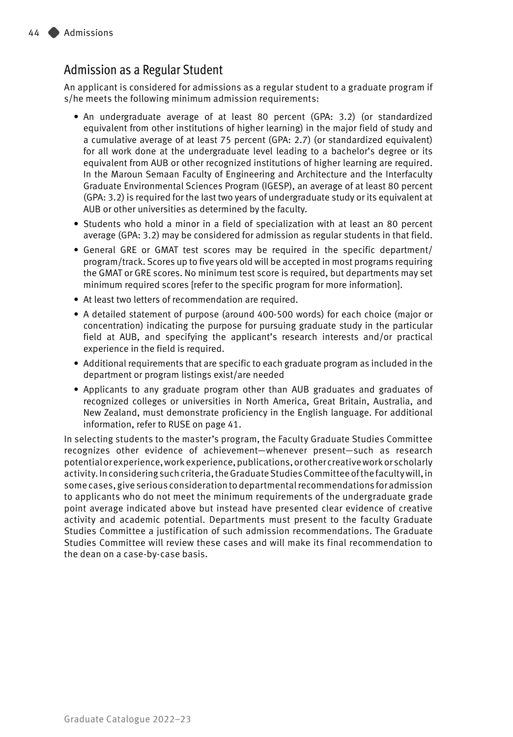## Admission as a Regular Student

An applicant is considered for admissions as a regular student to a graduate program if s/he meets the following minimum admission requirements:

- An undergraduate average of at least 80 percent (GPA: 3.2) (or standardized equivalent from other institutions of higher learning) in the major field of study and a cumulative average of at least 75 percent (GPA: 2.7) (or standardized equivalent) for all work done at the undergraduate level leading to a bachelor's degree or its equivalent from AUB or other recognized institutions of higher learning are required. In the Maroun Semaan Faculty of Engineering and Architecture and the Interfaculty Graduate Environmental Sciences Program (IGESP), an average of at least 80 percent (GPA: 3.2) is required for the last two years of undergraduate study or its equivalent at AUB or other universities as determined by the faculty.
- Students who hold a minor in a field of specialization with at least an 80 percent average (GPA: 3.2) may be considered for admission as regular students in that field.
- General GRE or GMAT test scores may be required in the specific department/program/track. Scores up to five years old will be accepted in most programs requiring the GMAT or GRE scores. No minimum test score is required, but departments may set minimum required scores [refer to the specific program for more information].
- At least two letters of recommendation are required.
- A detailed statement of purpose (around 400-500 words) for each choice (major or concentration) indicating the purpose for pursuing graduate study in the particular field at AUB, and specifying the applicant's research interests and/or practical experience in the field is required.
- Additional requirements that are specific to each graduate program as included in the department or program listings exist/are needed
- Applicants to any graduate program other than AUB graduates and graduates of recognized colleges or universities in North America, Great Britain, Australia, and New Zealand, must demonstrate proficiency in the English language. For additional information, refer to RUSE on page 41.

In selecting students to the master's program, the Faculty Graduate Studies Committee recognizes other evidence of achievement—whenever present—such as research potential or experience, work experience, publications, or other creative work or scholarly activity. In considering such criteria, the Graduate Studies Committee of the faculty will, in some cases, give serious consideration to departmental recommendations for admission to applicants who do not meet the minimum requirements of the undergraduate grade point average indicated above but instead have presented clear evidence of creative activity and academic potential. Departments must present to the faculty Graduate Studies Committee a justification of such admission recommendations. The Graduate Studies Committee will review these cases and will make its final recommendation to the dean on a case-by-case basis.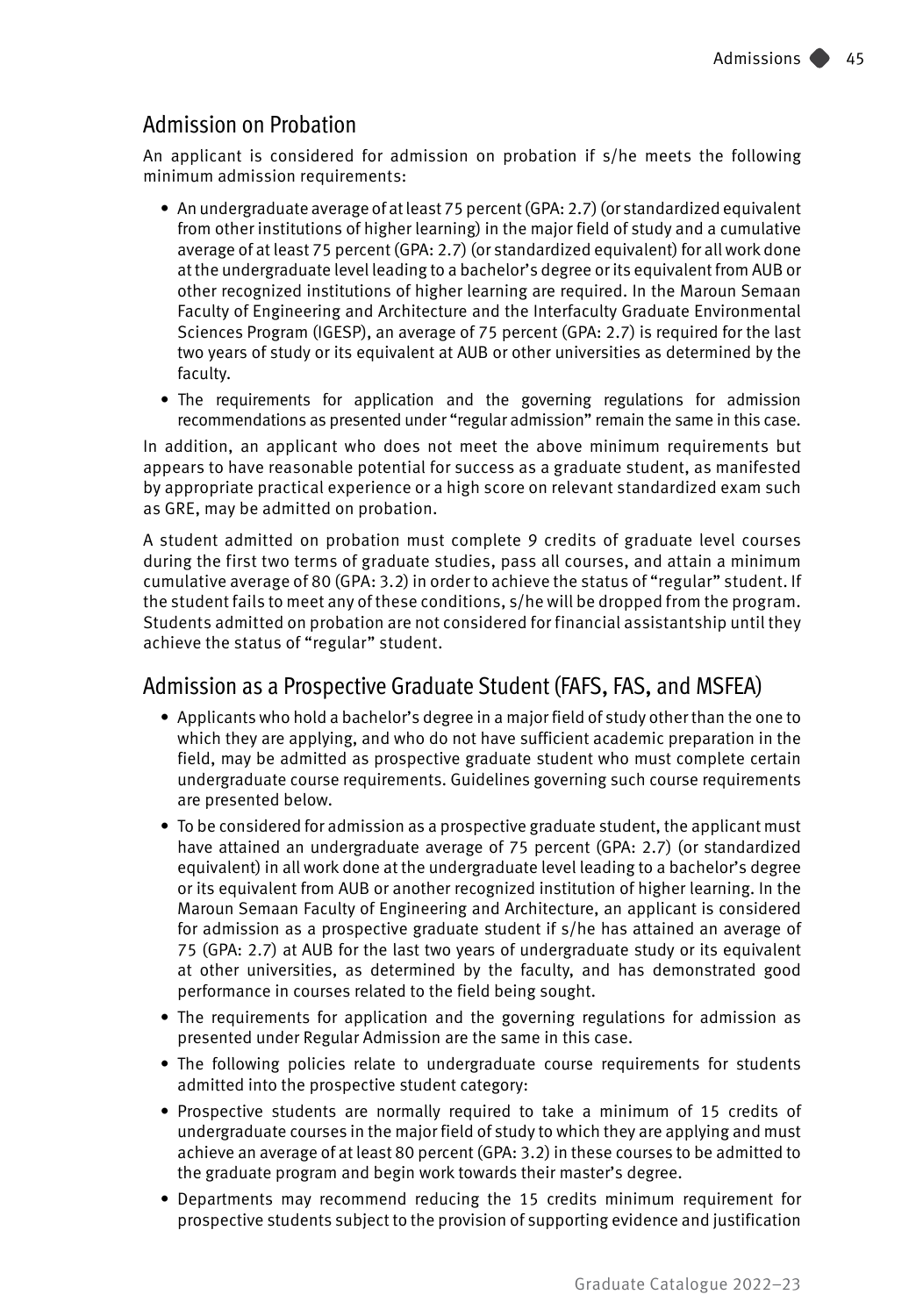## Admission on Probation

An applicant is considered for admission on probation if s/he meets the following minimum admission requirements:

- An undergraduate average of at least 75 percent (GPA: 2.7) (or standardized equivalent from other institutions of higher learning) in the major field of study and a cumulative average of at least 75 percent (GPA: 2.7) (or standardized equivalent) for all work done at the undergraduate level leading to a bachelor's degree or its equivalent from AUB or other recognized institutions of higher learning are required. In the Maroun Semaan Faculty of Engineering and Architecture and the Interfaculty Graduate Environmental Sciences Program (IGESP), an average of 75 percent (GPA: 2.7) is required for the last two years of study or its equivalent at AUB or other universities as determined by the faculty.
- The requirements for application and the governing regulations for admission recommendations as presented under "regular admission" remain the same in this case.

In addition, an applicant who does not meet the above minimum requirements but appears to have reasonable potential for success as a graduate student, as manifested by appropriate practical experience or a high score on relevant standardized exam such as GRE, may be admitted on probation.

A student admitted on probation must complete 9 credits of graduate level courses during the first two terms of graduate studies, pass all courses, and attain a minimum cumulative average of 80 (GPA: 3.2) in order to achieve the status of "regular" student. If the student fails to meet any of these conditions, s/he will be dropped from the program. Students admitted on probation are not considered for financial assistantship until they achieve the status of "regular" student.

## Admission as a Prospective Graduate Student (FAFS, FAS, and MSFEA)

- Applicants who hold a bachelor's degree in a major field of study other than the one to which they are applying, and who do not have sufficient academic preparation in the field, may be admitted as prospective graduate student who must complete certain undergraduate course requirements. Guidelines governing such course requirements are presented below.
- To be considered for admission as a prospective graduate student, the applicant must have attained an undergraduate average of 75 percent (GPA: 2.7) (or standardized equivalent) in all work done at the undergraduate level leading to a bachelor's degree or its equivalent from AUB or another recognized institution of higher learning. In the Maroun Semaan Faculty of Engineering and Architecture, an applicant is considered for admission as a prospective graduate student if s/he has attained an average of 75 (GPA: 2.7) at AUB for the last two years of undergraduate study or its equivalent at other universities, as determined by the faculty, and has demonstrated good performance in courses related to the field being sought.
- The requirements for application and the governing regulations for admission as presented under Regular Admission are the same in this case.
- The following policies relate to undergraduate course requirements for students admitted into the prospective student category:
- Prospective students are normally required to take a minimum of 15 credits of undergraduate courses in the major field of study to which they are applying and must achieve an average of at least 80 percent (GPA: 3.2) in these courses to be admitted to the graduate program and begin work towards their master's degree.
- Departments may recommend reducing the 15 credits minimum requirement for prospective students subject to the provision of supporting evidence and justification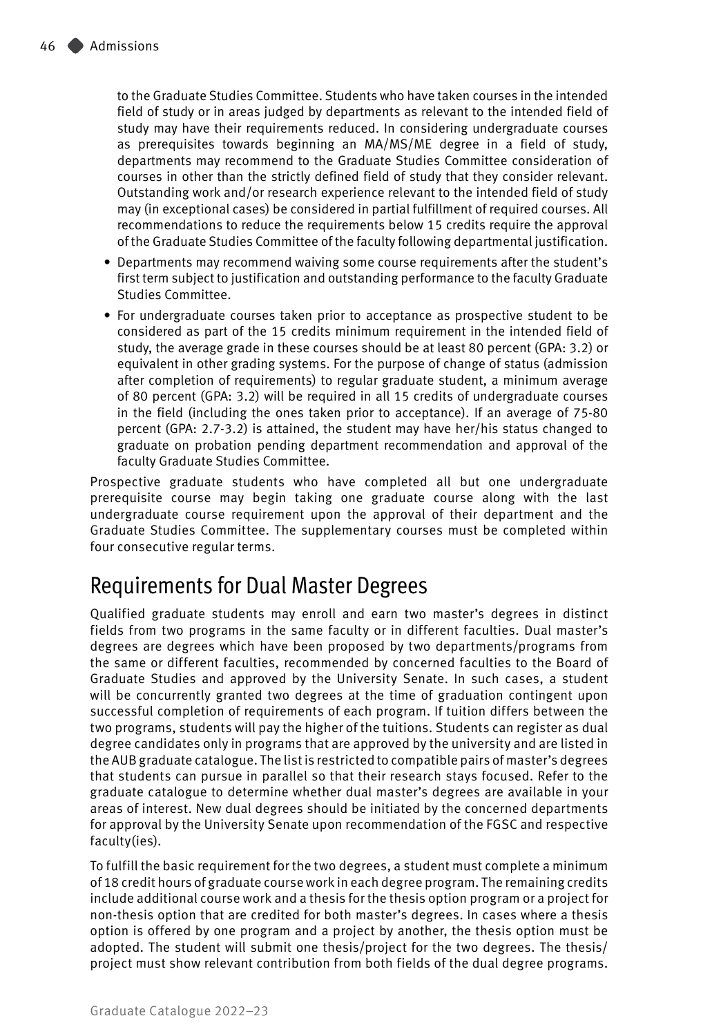to the Graduate Studies Committee. Students who have taken courses in the intended field of study or in areas judged by departments as relevant to the intended field of study may have their requirements reduced. In considering undergraduate courses as prerequisites towards beginning an MA/MS/ME degree in a field of study, departments may recommend to the Graduate Studies Committee consideration of courses in other than the strictly defined field of study that they consider relevant. Outstanding work and/or research experience relevant to the intended field of study may (in exceptional cases) be considered in partial fulfillment of required courses. All recommendations to reduce the requirements below 15 credits require the approval of the Graduate Studies Committee of the faculty following departmental justification.

- Departments may recommend waiving some course requirements after the student's first term subject to justification and outstanding performance to the faculty Graduate Studies Committee.
- For undergraduate courses taken prior to acceptance as prospective student to be considered as part of the 15 credits minimum requirement in the intended field of study, the average grade in these courses should be at least 80 percent (GPA: 3.2) or equivalent in other grading systems. For the purpose of change of status (admission after completion of requirements) to regular graduate student, a minimum average of 80 percent (GPA: 3.2) will be required in all 15 credits of undergraduate courses in the field (including the ones taken prior to acceptance). If an average of 75-80 percent (GPA: 2.7-3.2) is attained, the student may have her/his status changed to graduate on probation pending department recommendation and approval of the faculty Graduate Studies Committee.

Prospective graduate students who have completed all but one undergraduate prerequisite course may begin taking one graduate course along with the last undergraduate course requirement upon the approval of their department and the Graduate Studies Committee. The supplementary courses must be completed within four consecutive regular terms.

## Requirements for Dual Master Degrees

Qualified graduate students may enroll and earn two master's degrees in distinct fields from two programs in the same faculty or in different faculties. Dual master's degrees are degrees which have been proposed by two departments/programs from the same or different faculties, recommended by concerned faculties to the Board of Graduate Studies and approved by the University Senate. In such cases, a student will be concurrently granted two degrees at the time of graduation contingent upon successful completion of requirements of each program. If tuition differs between the two programs, students will pay the higher of the tuitions. Students can register as dual degree candidates only in programs that are approved by the university and are listed in the AUB graduate catalogue. The list is restricted to compatible pairs of master's degrees that students can pursue in parallel so that their research stays focused. Refer to the graduate catalogue to determine whether dual master's degrees are available in your areas of interest. New dual degrees should be initiated by the concerned departments for approval by the University Senate upon recommendation of the FGSC and respective faculty(ies).

To fulfill the basic requirement for the two degrees, a student must complete a minimum of 18 credit hours of graduate course work in each degree program. The remaining credits include additional course work and a thesis for the thesis option program or a project for non-thesis option that are credited for both master's degrees. In cases where a thesis option is offered by one program and a project by another, the thesis option must be adopted. The student will submit one thesis/project for the two degrees. The thesis/project must show relevant contribution from both fields of the dual degree programs.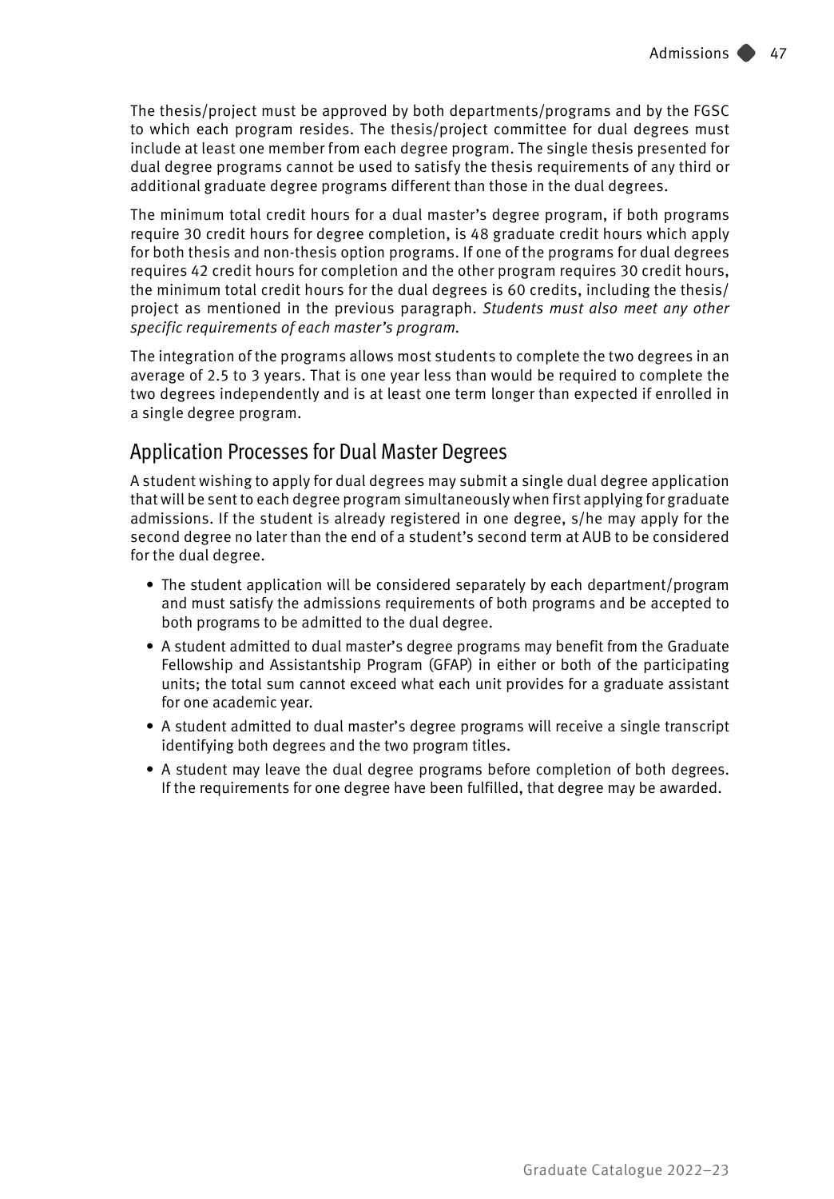The thesis/project must be approved by both departments/programs and by the FGSC to which each program resides. The thesis/project committee for dual degrees must include at least one member from each degree program. The single thesis presented for dual degree programs cannot be used to satisfy the thesis requirements of any third or additional graduate degree programs different than those in the dual degrees.

The minimum total credit hours for a dual master's degree program, if both programs require 30 credit hours for degree completion, is 48 graduate credit hours which apply for both thesis and non-thesis option programs. If one of the programs for dual degrees requires 42 credit hours for completion and the other program requires 30 credit hours, the minimum total credit hours for the dual degrees is 60 credits, including the thesis/project as mentioned in the previous paragraph. *Students must also meet any other specific requirements of each master's program.*

The integration of the programs allows most students to complete the two degrees in an average of 2.5 to 3 years. That is one year less than would be required to complete the two degrees independently and is at least one term longer than expected if enrolled in a single degree program.

## Application Processes for Dual Master Degrees

A student wishing to apply for dual degrees may submit a single dual degree application that will be sent to each degree program simultaneously when first applying for graduate admissions. If the student is already registered in one degree, s/he may apply for the second degree no later than the end of a student's second term at AUB to be considered for the dual degree.

- The student application will be considered separately by each department/program and must satisfy the admissions requirements of both programs and be accepted to both programs to be admitted to the dual degree.
- A student admitted to dual master's degree programs may benefit from the Graduate Fellowship and Assistantship Program (GFAP) in either or both of the participating units; the total sum cannot exceed what each unit provides for a graduate assistant for one academic year.
- A student admitted to dual master's degree programs will receive a single transcript identifying both degrees and the two program titles.
- A student may leave the dual degree programs before completion of both degrees. If the requirements for one degree have been fulfilled, that degree may be awarded.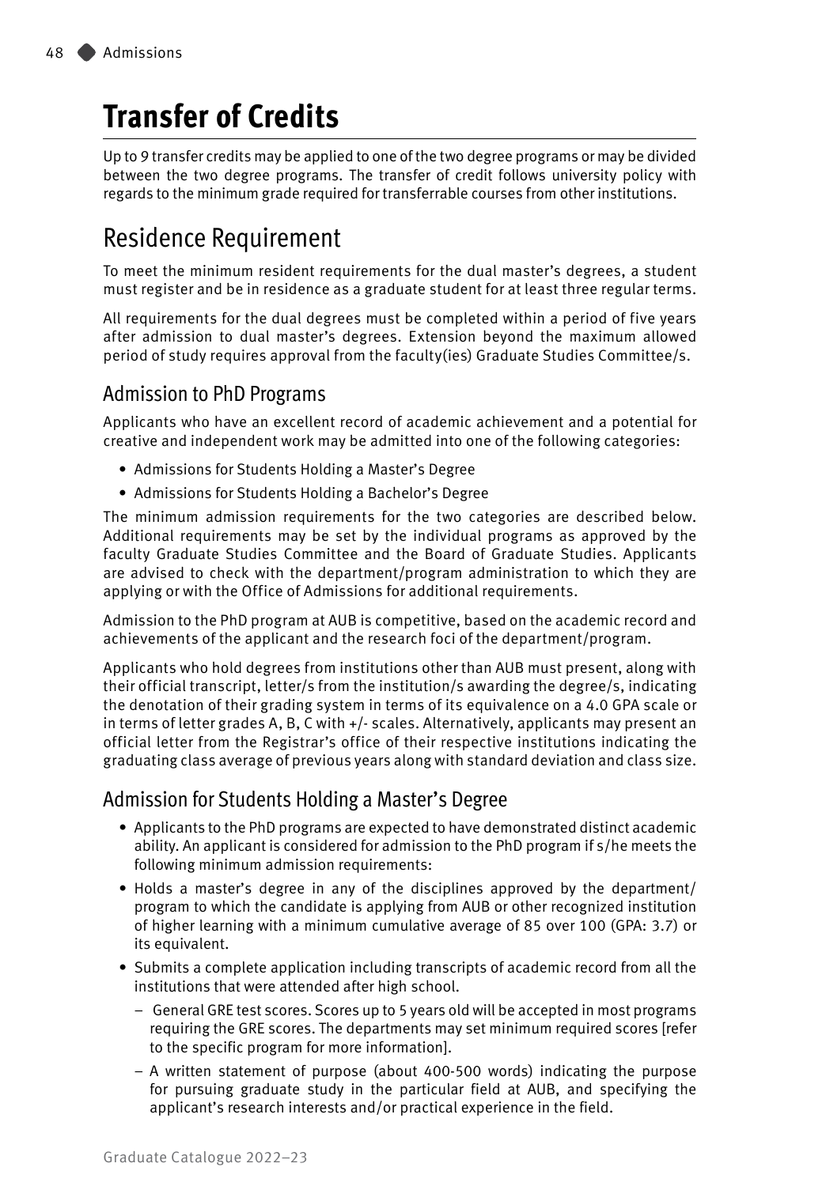# Transfer of Credits

Up to 9 transfer credits may be applied to one of the two degree programs or may be divided between the two degree programs. The transfer of credit follows university policy with regards to the minimum grade required for transferrable courses from other institutions.

## Residence Requirement

To meet the minimum resident requirements for the dual master's degrees, a student must register and be in residence as a graduate student for at least three regular terms.

All requirements for the dual degrees must be completed within a period of five years after admission to dual master's degrees. Extension beyond the maximum allowed period of study requires approval from the faculty(ies) Graduate Studies Committee/s.

### Admission to PhD Programs

Applicants who have an excellent record of academic achievement and a potential for creative and independent work may be admitted into one of the following categories:

- Admissions for Students Holding a Master's Degree
- Admissions for Students Holding a Bachelor's Degree

The minimum admission requirements for the two categories are described below. Additional requirements may be set by the individual programs as approved by the faculty Graduate Studies Committee and the Board of Graduate Studies. Applicants are advised to check with the department/program administration to which they are applying or with the Office of Admissions for additional requirements.

Admission to the PhD program at AUB is competitive, based on the academic record and achievements of the applicant and the research foci of the department/program.

Applicants who hold degrees from institutions other than AUB must present, along with their official transcript, letter/s from the institution/s awarding the degree/s, indicating the denotation of their grading system in terms of its equivalence on a 4.0 GPA scale or in terms of letter grades A, B, C with +/- scales. Alternatively, applicants may present an official letter from the Registrar's office of their respective institutions indicating the graduating class average of previous years along with standard deviation and class size.

### Admission for Students Holding a Master's Degree

- Applicants to the PhD programs are expected to have demonstrated distinct academic ability. An applicant is considered for admission to the PhD program if s/he meets the following minimum admission requirements:
- Holds a master's degree in any of the disciplines approved by the department/ program to which the candidate is applying from AUB or other recognized institution of higher learning with a minimum cumulative average of 85 over 100 (GPA: 3.7) or its equivalent.
- Submits a complete application including transcripts of academic record from all the institutions that were attended after high school.
  - General GRE test scores. Scores up to 5 years old will be accepted in most programs requiring the GRE scores. The departments may set minimum required scores [refer to the specific program for more information].
  - A written statement of purpose (about 400-500 words) indicating the purpose for pursuing graduate study in the particular field at AUB, and specifying the applicant's research interests and/or practical experience in the field.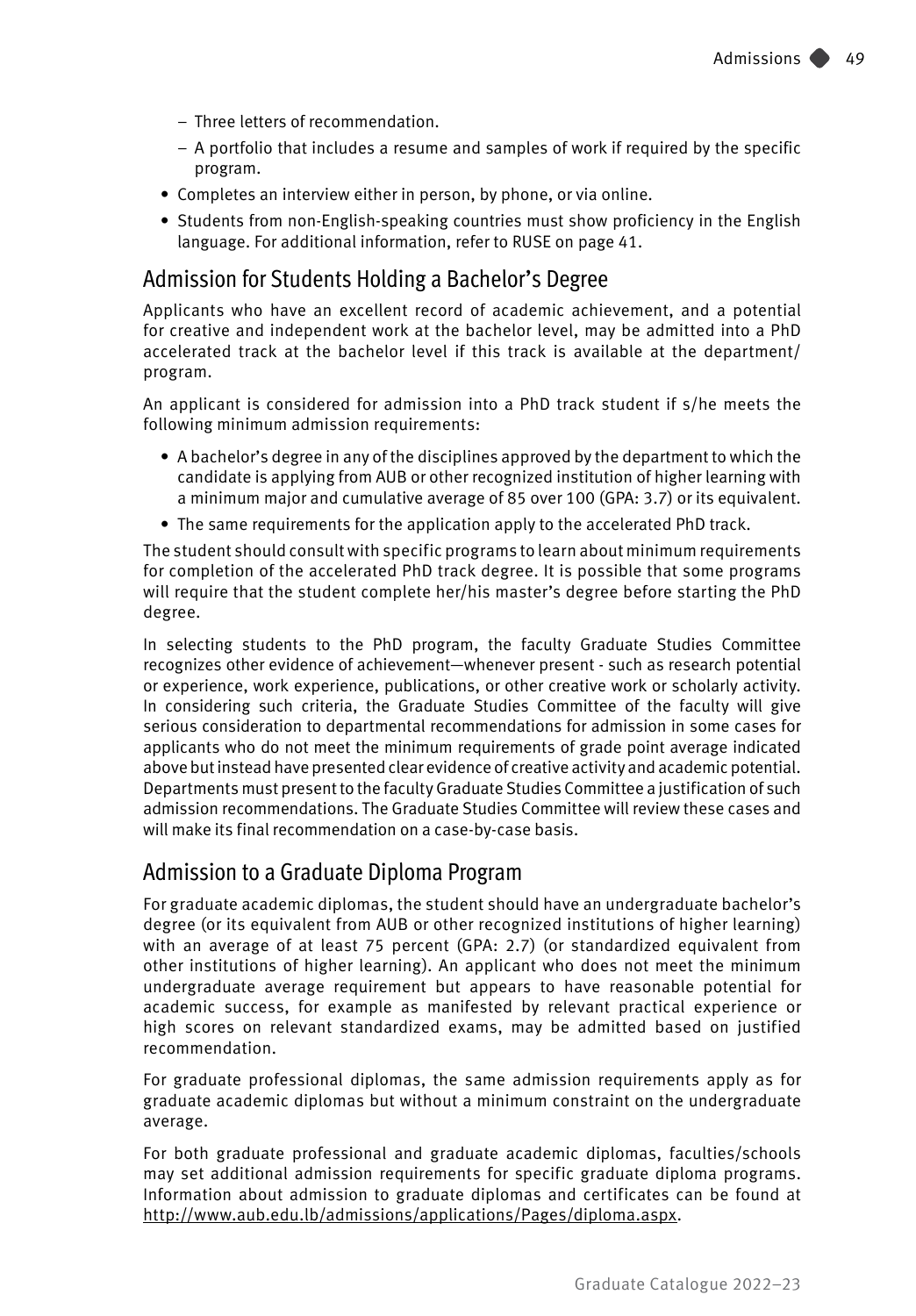- Three letters of recommendation.
  - A portfolio that includes a resume and samples of work if required by the specific program.
- Completes an interview either in person, by phone, or via online.
- Students from non-English-speaking countries must show proficiency in the English language. For additional information, refer to RUSE on page 41.

## Admission for Students Holding a Bachelor's Degree

Applicants who have an excellent record of academic achievement, and a potential for creative and independent work at the bachelor level, may be admitted into a PhD accelerated track at the bachelor level if this track is available at the department/ program.

An applicant is considered for admission into a PhD track student if s/he meets the following minimum admission requirements:

- A bachelor's degree in any of the disciplines approved by the department to which the candidate is applying from AUB or other recognized institution of higher learning with a minimum major and cumulative average of 85 over 100 (GPA: 3.7) or its equivalent.
- The same requirements for the application apply to the accelerated PhD track.

The student should consult with specific programs to learn about minimum requirements for completion of the accelerated PhD track degree. It is possible that some programs will require that the student complete her/his master's degree before starting the PhD degree.

In selecting students to the PhD program, the faculty Graduate Studies Committee recognizes other evidence of achievement—whenever present - such as research potential or experience, work experience, publications, or other creative work or scholarly activity. In considering such criteria, the Graduate Studies Committee of the faculty will give serious consideration to departmental recommendations for admission in some cases for applicants who do not meet the minimum requirements of grade point average indicated above but instead have presented clear evidence of creative activity and academic potential. Departments must present to the faculty Graduate Studies Committee a justification of such admission recommendations. The Graduate Studies Committee will review these cases and will make its final recommendation on a case-by-case basis.

## Admission to a Graduate Diploma Program

For graduate academic diplomas, the student should have an undergraduate bachelor's degree (or its equivalent from AUB or other recognized institutions of higher learning) with an average of at least 75 percent (GPA: 2.7) (or standardized equivalent from other institutions of higher learning). An applicant who does not meet the minimum undergraduate average requirement but appears to have reasonable potential for academic success, for example as manifested by relevant practical experience or high scores on relevant standardized exams, may be admitted based on justified recommendation.

For graduate professional diplomas, the same admission requirements apply as for graduate academic diplomas but without a minimum constraint on the undergraduate average.

For both graduate professional and graduate academic diplomas, faculties/schools may set additional admission requirements for specific graduate diploma programs. Information about admission to graduate diplomas and certificates can be found at http://www.aub.edu.lb/admissions/applications/Pages/diploma.aspx.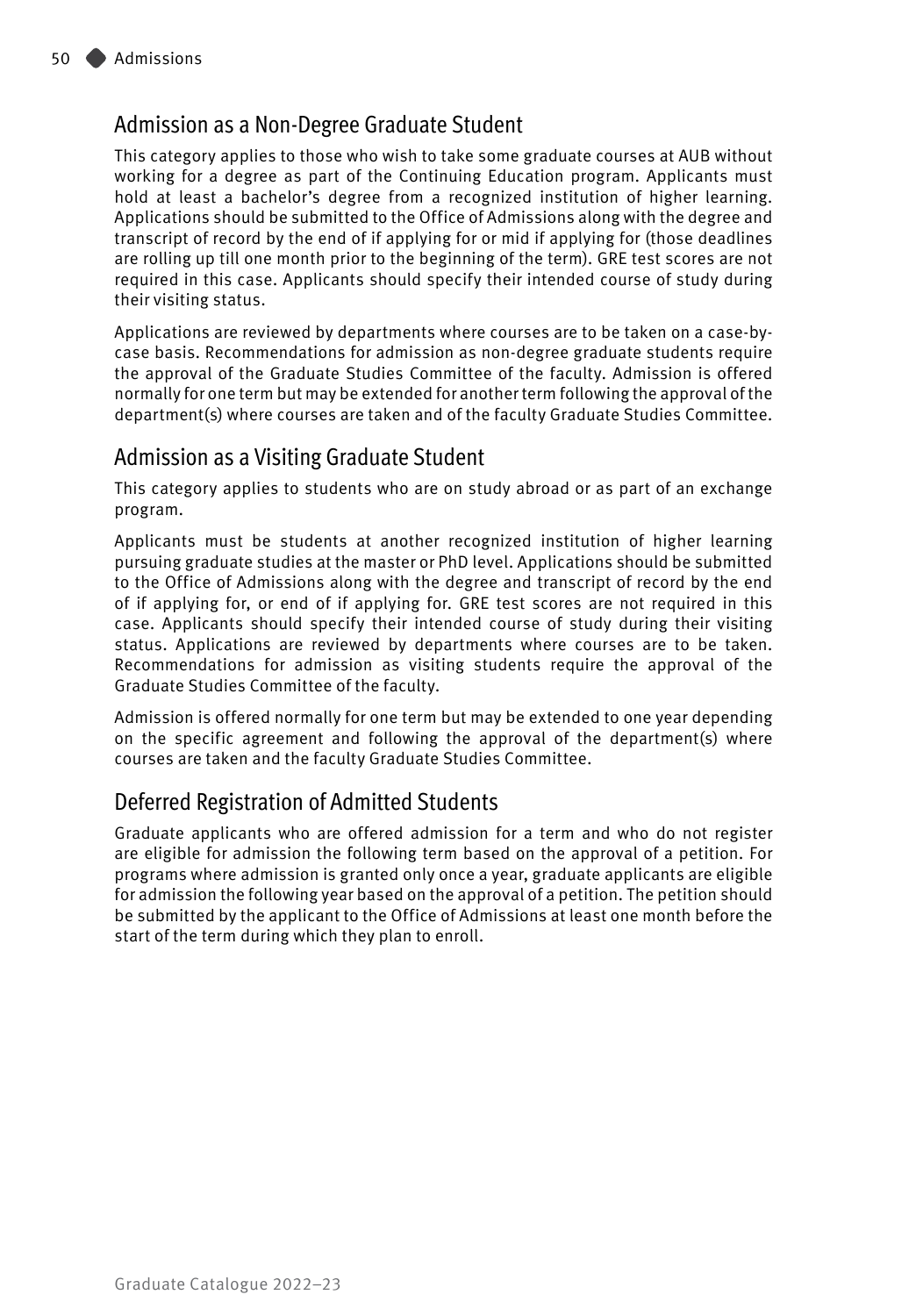## Admission as a Non-Degree Graduate Student

This category applies to those who wish to take some graduate courses at AUB without working for a degree as part of the Continuing Education program. Applicants must hold at least a bachelor's degree from a recognized institution of higher learning. Applications should be submitted to the Office of Admissions along with the degree and transcript of record by the end of if applying for or mid if applying for (those deadlines are rolling up till one month prior to the beginning of the term). GRE test scores are not required in this case. Applicants should specify their intended course of study during their visiting status.

Applications are reviewed by departments where courses are to be taken on a case-by-case basis. Recommendations for admission as non-degree graduate students require the approval of the Graduate Studies Committee of the faculty. Admission is offered normally for one term but may be extended for another term following the approval of the department(s) where courses are taken and of the faculty Graduate Studies Committee.

## Admission as a Visiting Graduate Student

This category applies to students who are on study abroad or as part of an exchange program.

Applicants must be students at another recognized institution of higher learning pursuing graduate studies at the master or PhD level. Applications should be submitted to the Office of Admissions along with the degree and transcript of record by the end of if applying for, or end of if applying for. GRE test scores are not required in this case. Applicants should specify their intended course of study during their visiting status. Applications are reviewed by departments where courses are to be taken. Recommendations for admission as visiting students require the approval of the Graduate Studies Committee of the faculty.

Admission is offered normally for one term but may be extended to one year depending on the specific agreement and following the approval of the department(s) where courses are taken and the faculty Graduate Studies Committee.

## Deferred Registration of Admitted Students

Graduate applicants who are offered admission for a term and who do not register are eligible for admission the following term based on the approval of a petition. For programs where admission is granted only once a year, graduate applicants are eligible for admission the following year based on the approval of a petition. The petition should be submitted by the applicant to the Office of Admissions at least one month before the start of the term during which they plan to enroll.